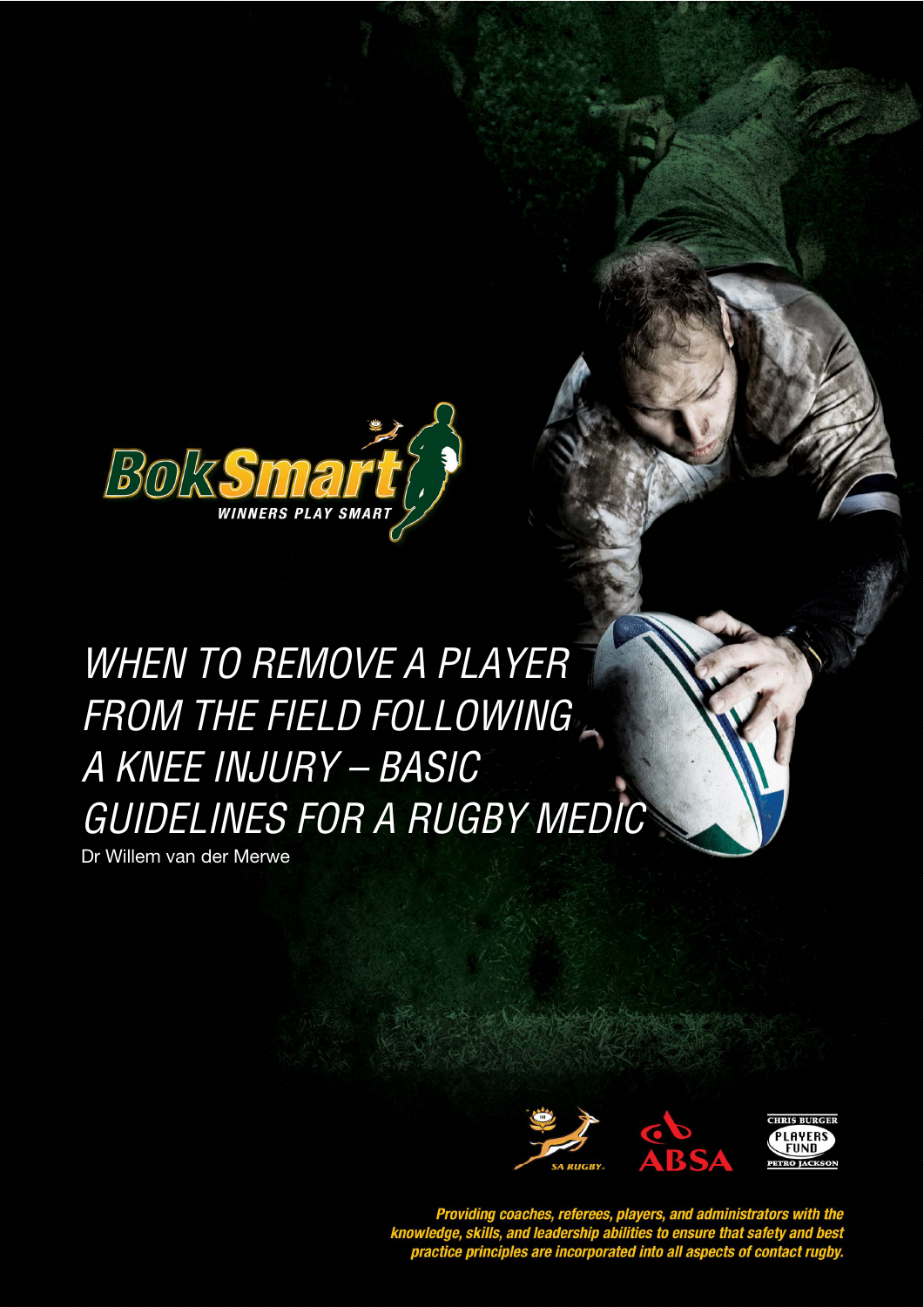BokSmart

WINNERS PLAY SMART

# WHEN TO REMOVE A PLAYER FROM THE FIELD FOLLOWING A KNEE INJURY – BASIC GUIDELINES FOR A RUGBY MEDIC

Dr Willem van der Merwe

SA RUGBY

ABSA

CHRIS BURGER PLAYERS FUND PETRO JACKSON

***Providing coaches, referees, players, and administrators with the knowledge, skills, and leadership abilities to ensure that safety and best practice principles are incorporated into all aspects of contact rugby.***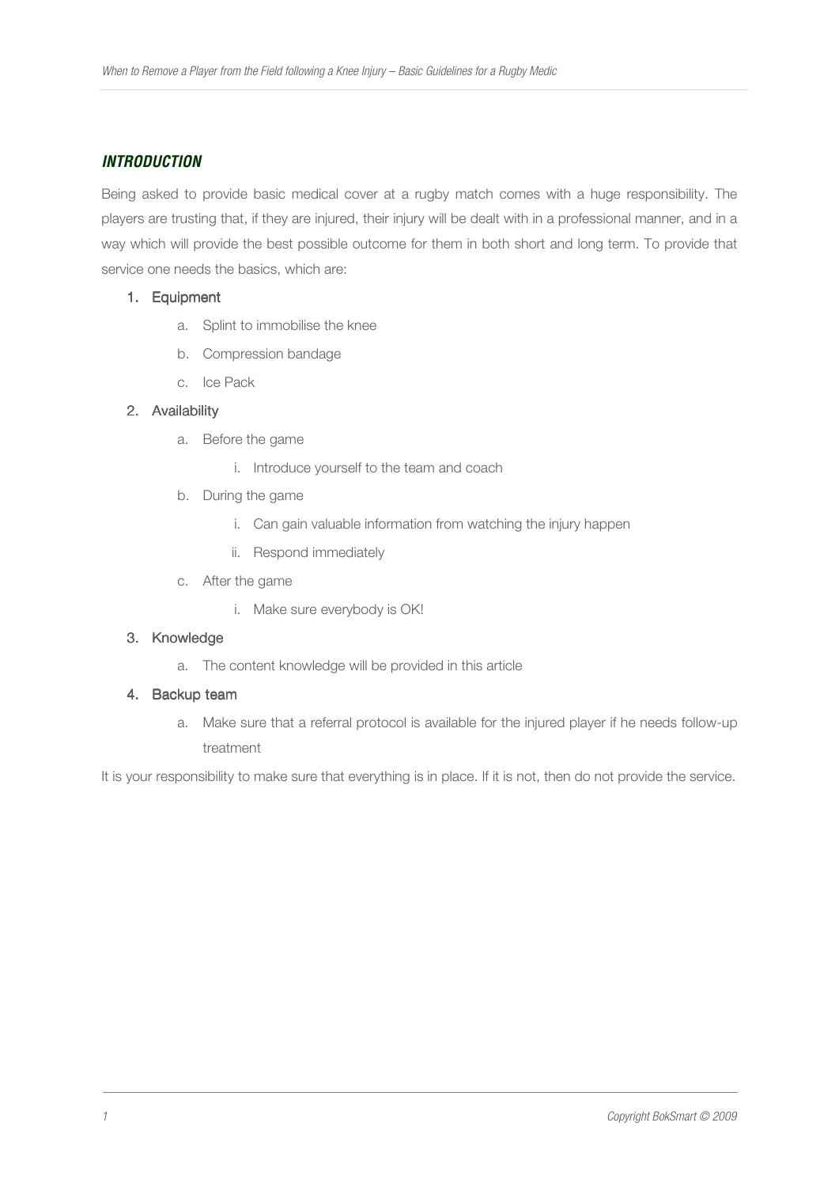## *INTRODUCTION*

Being asked to provide basic medical cover at a rugby match comes with a huge responsibility. The players are trusting that, if they are injured, their injury will be dealt with in a professional manner, and in a way which will provide the best possible outcome for them in both short and long term. To provide that service one needs the basics, which are:

1. Equipment
    a. Splint to immobilise the knee
    b. Compression bandage
    c. Ice Pack
2. Availability
    a. Before the game
        i. Introduce yourself to the team and coach
    b. During the game
        i. Can gain valuable information from watching the injury happen
        ii. Respond immediately
    c. After the game
        i. Make sure everybody is OK!
3. Knowledge
    a. The content knowledge will be provided in this article
4. Backup team
    a. Make sure that a referral protocol is available for the injured player if he needs follow-up treatment

It is your responsibility to make sure that everything is in place. If it is not, then do not provide the service.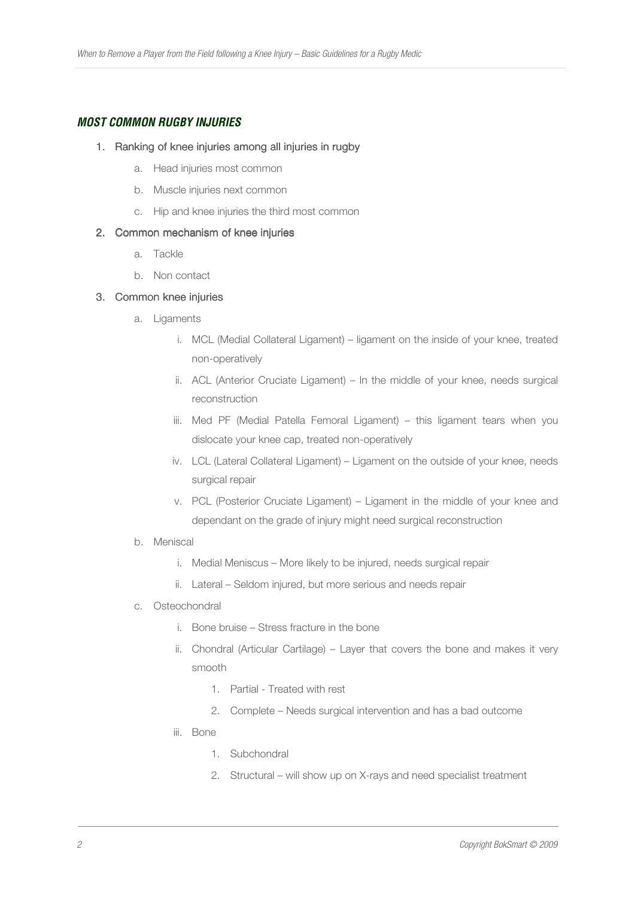## *MOST COMMON RUGBY INJURIES*

1. Ranking of knee injuries among all injuries in rugby
    a. Head injuries most common
    b. Muscle injuries next common
    c. Hip and knee injuries the third most common
2. Common mechanism of knee injuries
    a. Tackle
    b. Non contact
3. Common knee injuries
    a. Ligaments
        i. MCL (Medial Collateral Ligament) – ligament on the inside of your knee, treated non-operatively
        ii. ACL (Anterior Cruciate Ligament) – In the middle of your knee, needs surgical reconstruction
        iii. Med PF (Medial Patella Femoral Ligament) – this ligament tears when you dislocate your knee cap, treated non-operatively
        iv. LCL (Lateral Collateral Ligament) – Ligament on the outside of your knee, needs surgical repair
        v. PCL (Posterior Cruciate Ligament) – Ligament in the middle of your knee and dependant on the grade of injury might need surgical reconstruction
    b. Meniscal
        i. Medial Meniscus – More likely to be injured, needs surgical repair
        ii. Lateral – Seldom injured, but more serious and needs repair
    c. Osteochondral
        i. Bone bruise – Stress fracture in the bone
        ii. Chondral (Articular Cartilage) – Layer that covers the bone and makes it very smooth
            1. Partial - Treated with rest
            2. Complete – Needs surgical intervention and has a bad outcome
        iii. Bone
            1. Subchondral
            2. Structural – will show up on X-rays and need specialist treatment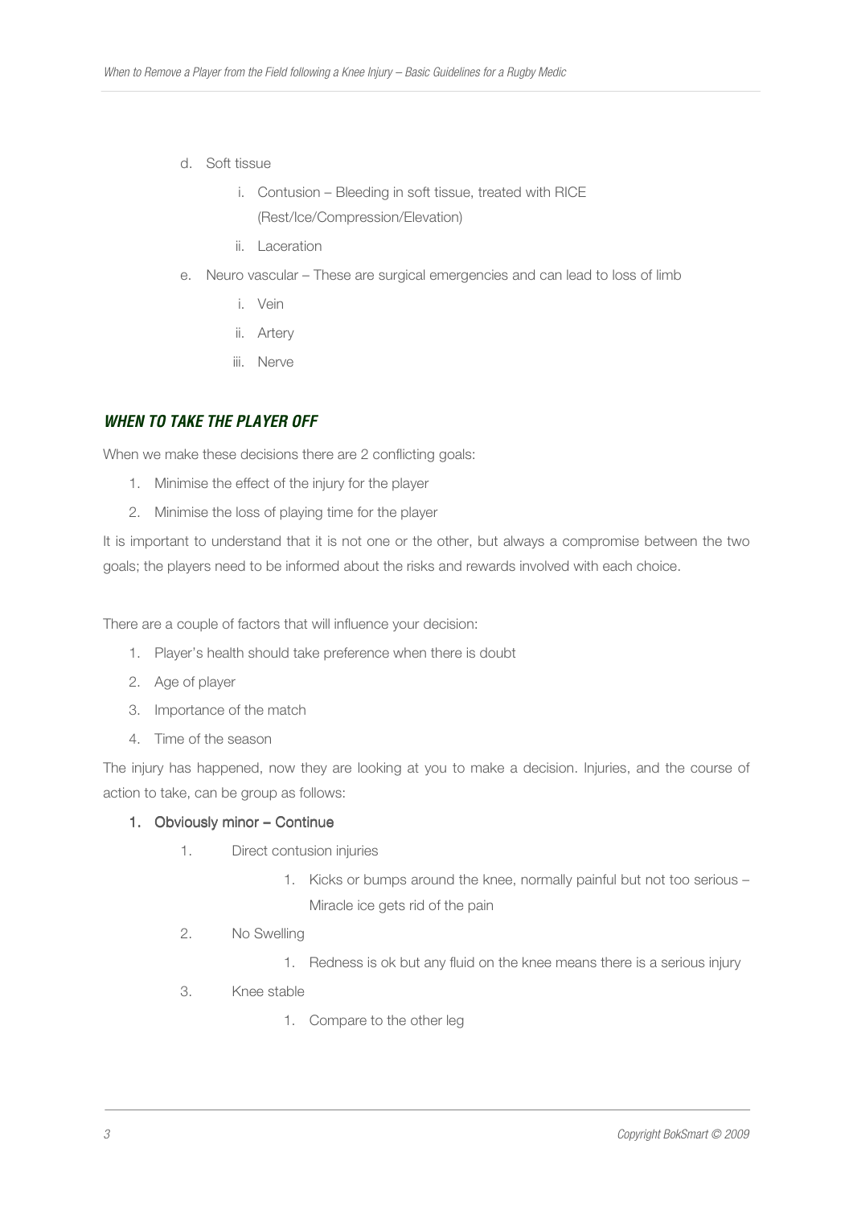d. Soft tissue
    i. Contusion – Bleeding in soft tissue, treated with RICE (Rest/Ice/Compression/Elevation)
    ii. Laceration
e. Neuro vascular – These are surgical emergencies and can lead to loss of limb
    i. Vein
    ii. Artery
    iii. Nerve

## *WHEN TO TAKE THE PLAYER OFF*

When we make these decisions there are 2 conflicting goals:

1. Minimise the effect of the injury for the player
2. Minimise the loss of playing time for the player

It is important to understand that it is not one or the other, but always a compromise between the two goals; the players need to be informed about the risks and rewards involved with each choice.

There are a couple of factors that will influence your decision:

1. Player's health should take preference when there is doubt
2. Age of player
3. Importance of the match
4. Time of the season

The injury has happened, now they are looking at you to make a decision. Injuries, and the course of action to take, can be group as follows:

1. **Obviously minor – Continue**
    1. Direct contusion injuries
        1. Kicks or bumps around the knee, normally painful but not too serious – Miracle ice gets rid of the pain
    2. No Swelling
        1. Redness is ok but any fluid on the knee means there is a serious injury
    3. Knee stable
        1. Compare to the other leg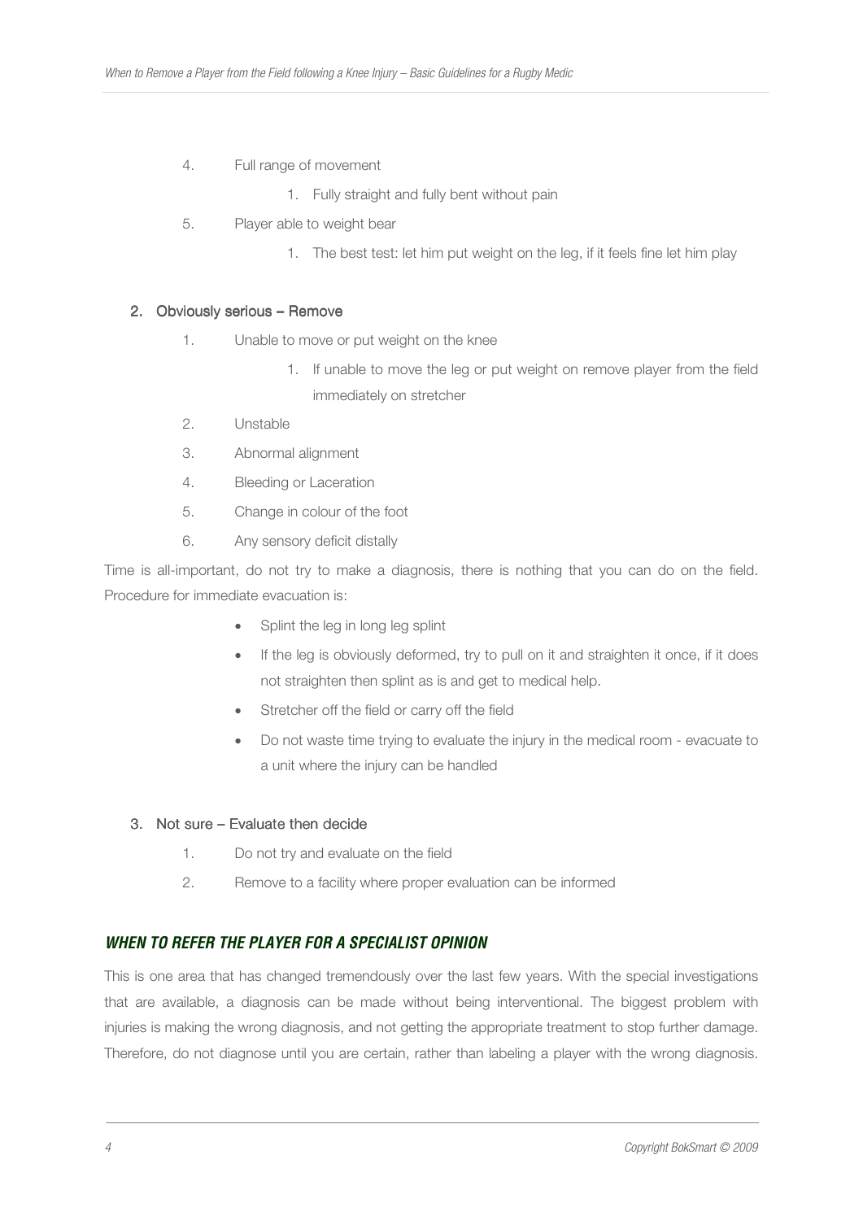4. Full range of movement
    1. Fully straight and fully bent without pain
5. Player able to weight bear
    1. The best test: let him put weight on the leg, if it feels fine let him play

### 2. Obviously serious – Remove

1. Unable to move or put weight on the knee
    1. If unable to move the leg or put weight on remove player from the field immediately on stretcher
2. Unstable
3. Abnormal alignment
4. Bleeding or Laceration
5. Change in colour of the foot
6. Any sensory deficit distally

Time is all-important, do not try to make a diagnosis, there is nothing that you can do on the field. Procedure for immediate evacuation is:

- Splint the leg in long leg splint
- If the leg is obviously deformed, try to pull on it and straighten it once, if it does not straighten then splint as is and get to medical help.
- Stretcher off the field or carry off the field
- Do not waste time trying to evaluate the injury in the medical room - evacuate to a unit where the injury can be handled

### 3. Not sure – Evaluate then decide

1. Do not try and evaluate on the field
2. Remove to a facility where proper evaluation can be informed

## *WHEN TO REFER THE PLAYER FOR A SPECIALIST OPINION*

This is one area that has changed tremendously over the last few years. With the special investigations that are available, a diagnosis can be made without being interventional. The biggest problem with injuries is making the wrong diagnosis, and not getting the appropriate treatment to stop further damage. Therefore, do not diagnose until you are certain, rather than labeling a player with the wrong diagnosis.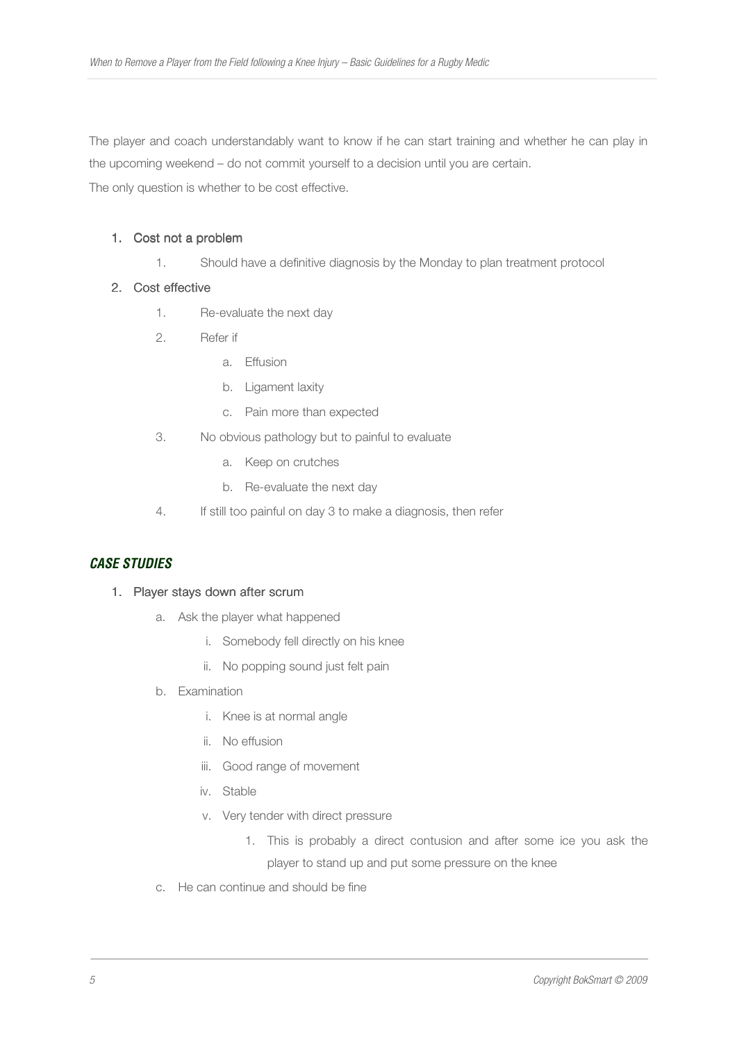The player and coach understandably want to know if he can start training and whether he can play in the upcoming weekend – do not commit yourself to a decision until you are certain.
The only question is whether to be cost effective.

1. Cost not a problem
    1. Should have a definitive diagnosis by the Monday to plan treatment protocol
2. Cost effective
    1. Re-evaluate the next day
    2. Refer if
        a. Effusion
        b. Ligament laxity
        c. Pain more than expected
    3. No obvious pathology but to painful to evaluate
        a. Keep on crutches
        b. Re-evaluate the next day
    4. If still too painful on day 3 to make a diagnosis, then refer

### *CASE STUDIES*

1. Player stays down after scrum
    a. Ask the player what happened
        i. Somebody fell directly on his knee
        ii. No popping sound just felt pain
    b. Examination
        i. Knee is at normal angle
        ii. No effusion
        iii. Good range of movement
        iv. Stable
        v. Very tender with direct pressure
            1. This is probably a direct contusion and after some ice you ask the player to stand up and put some pressure on the knee
    c. He can continue and should be fine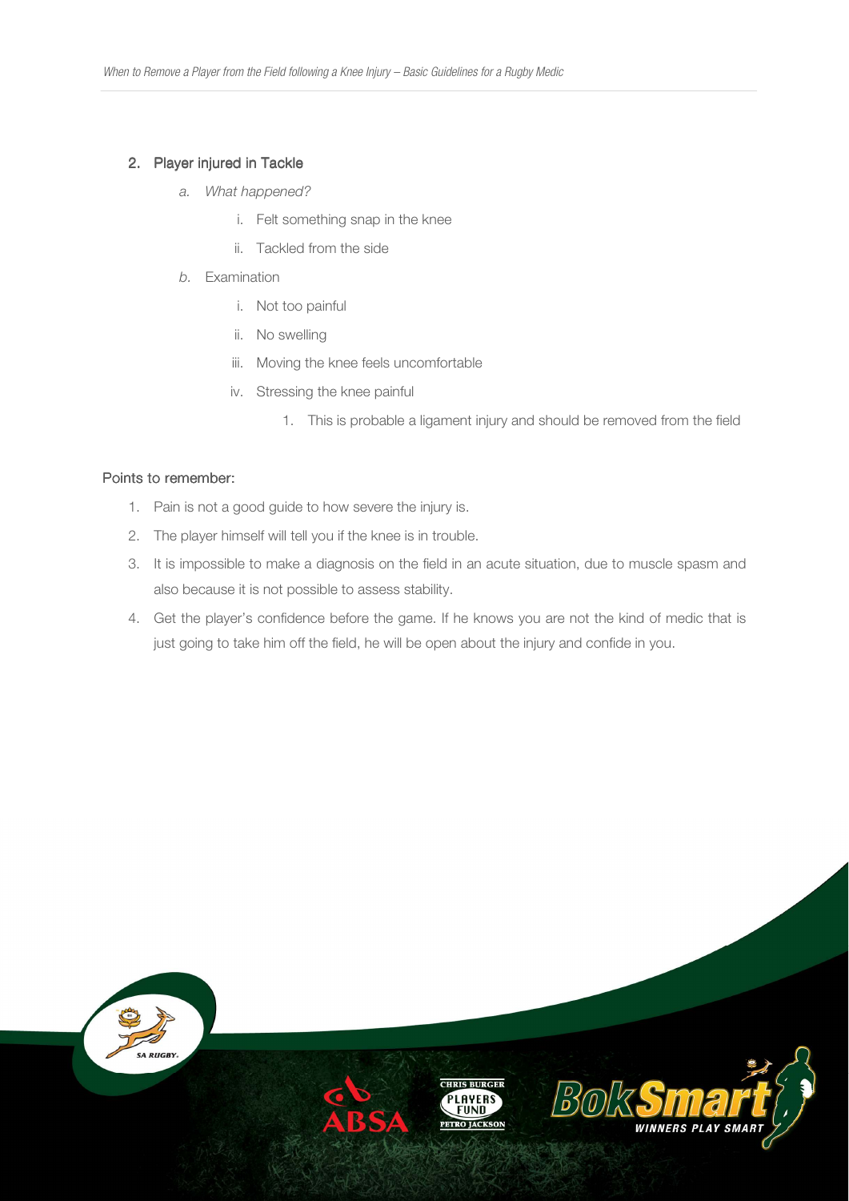2. Player injured in Tackle
    - *a. What happened?*
        - i. Felt something snap in the knee
        - ii. Tackled from the side
    - b. Examination
        - i. Not too painful
        - ii. No swelling
        - iii. Moving the knee feels uncomfortable
        - iv. Stressing the knee painful
            1. This is probable a ligament injury and should be removed from the field

Points to remember:

1. Pain is not a good guide to how severe the injury is.
2. The player himself will tell you if the knee is in trouble.
3. It is impossible to make a diagnosis on the field in an acute situation, due to muscle spasm and also because it is not possible to assess stability.
4. Get the player's confidence before the game. If he knows you are not the kind of medic that is just going to take him off the field, he will be open about the injury and confide in you.